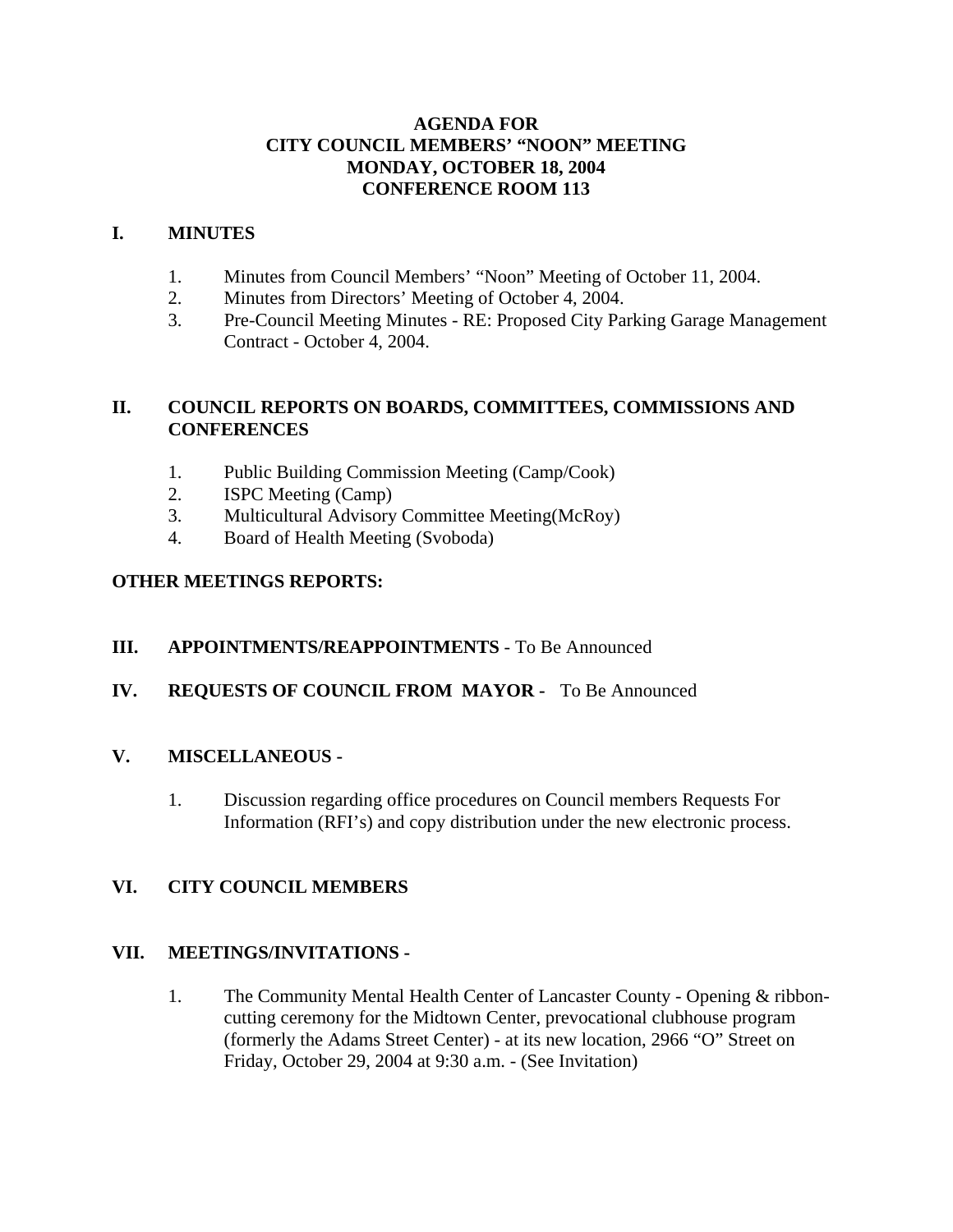# AGENDA FOR
# CITY COUNCIL MEMBERS' "NOON" MEETING
# MONDAY, OCTOBER 18, 2004
# CONFERENCE ROOM 113

## I. MINUTES

1. Minutes from Council Members' "Noon" Meeting of October 11, 2004.
2. Minutes from Directors' Meeting of October 4, 2004.
3. Pre-Council Meeting Minutes - RE: Proposed City Parking Garage Management Contract - October 4, 2004.

## II. COUNCIL REPORTS ON BOARDS, COMMITTEES, COMMISSIONS AND CONFERENCES

1. Public Building Commission Meeting (Camp/Cook)
2. ISPC Meeting (Camp)
3. Multicultural Advisory Committee Meeting(McRoy)
4. Board of Health Meeting (Svoboda)

**OTHER MEETINGS REPORTS:**

## III. APPOINTMENTS/REAPPOINTMENTS - To Be Announced

## IV. REQUESTS OF COUNCIL FROM MAYOR - To Be Announced

## V. MISCELLANEOUS -

1. Discussion regarding office procedures on Council members Requests For Information (RFI's) and copy distribution under the new electronic process.

## VI. CITY COUNCIL MEMBERS

## VII. MEETINGS/INVITATIONS -

1. The Community Mental Health Center of Lancaster County - Opening & ribbon-cutting ceremony for the Midtown Center, prevocational clubhouse program (formerly the Adams Street Center) - at its new location, 2966 "O" Street on Friday, October 29, 2004 at 9:30 a.m. - (See Invitation)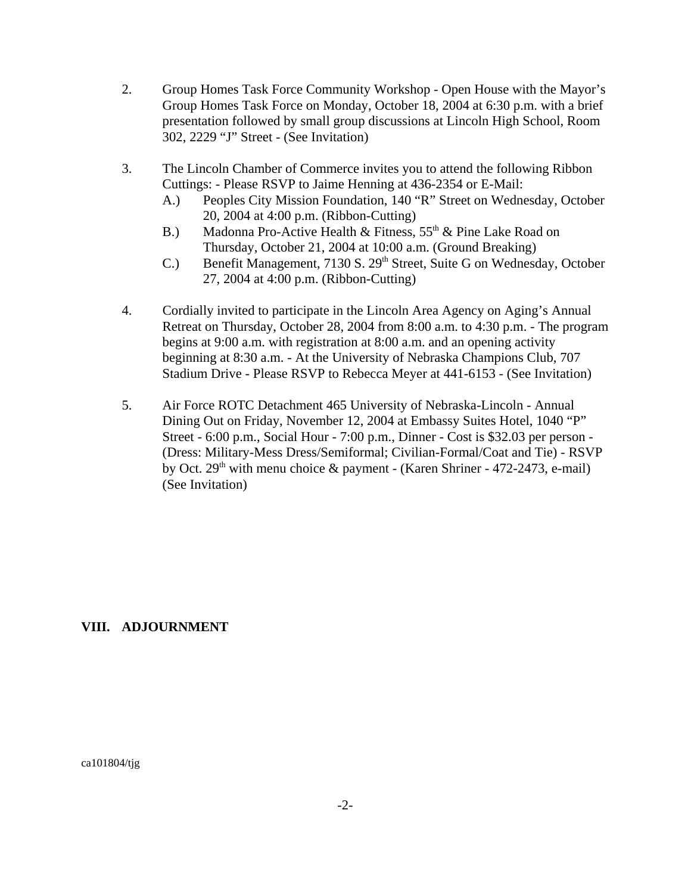2. Group Homes Task Force Community Workshop - Open House with the Mayor's Group Homes Task Force on Monday, October 18, 2004 at 6:30 p.m. with a brief presentation followed by small group discussions at Lincoln High School, Room 302, 2229 "J" Street - (See Invitation)

3. The Lincoln Chamber of Commerce invites you to attend the following Ribbon Cuttings: - Please RSVP to Jaime Henning at 436-2354 or E-Mail:
   - A.) Peoples City Mission Foundation, 140 "R" Street on Wednesday, October 20, 2004 at 4:00 p.m. (Ribbon-Cutting)
   - B.) Madonna Pro-Active Health & Fitness, 55th & Pine Lake Road on Thursday, October 21, 2004 at 10:00 a.m. (Ground Breaking)
   - C.) Benefit Management, 7130 S. 29th Street, Suite G on Wednesday, October 27, 2004 at 4:00 p.m. (Ribbon-Cutting)

4. Cordially invited to participate in the Lincoln Area Agency on Aging's Annual Retreat on Thursday, October 28, 2004 from 8:00 a.m. to 4:30 p.m. - The program begins at 9:00 a.m. with registration at 8:00 a.m. and an opening activity beginning at 8:30 a.m. - At the University of Nebraska Champions Club, 707 Stadium Drive - Please RSVP to Rebecca Meyer at 441-6153 - (See Invitation)

5. Air Force ROTC Detachment 465 University of Nebraska-Lincoln - Annual Dining Out on Friday, November 12, 2004 at Embassy Suites Hotel, 1040 "P" Street - 6:00 p.m., Social Hour - 7:00 p.m., Dinner - Cost is $32.03 per person - (Dress: Military-Mess Dress/Semiformal; Civilian-Formal/Coat and Tie) - RSVP by Oct. 29th with menu choice & payment - (Karen Shriner - 472-2473, e-mail) (See Invitation)

## VIII. ADJOURNMENT

ca101804/tjg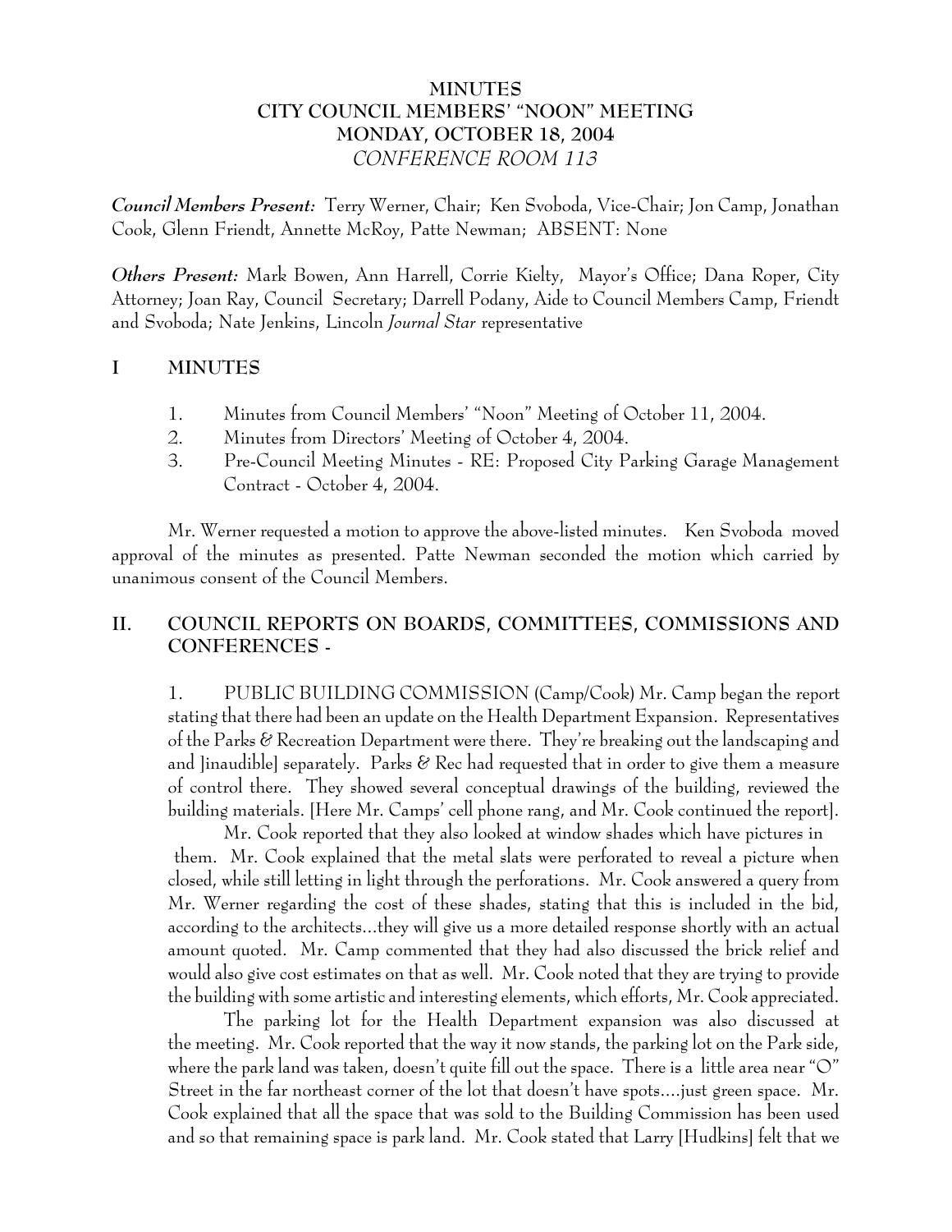**MINUTES**
**CITY COUNCIL MEMBERS' "NOON" MEETING**
**MONDAY, OCTOBER 18, 2004**
*CONFERENCE ROOM 113*

***Council Members Present:*** Terry Werner, Chair; Ken Svoboda, Vice-Chair; Jon Camp, Jonathan Cook, Glenn Friendt, Annette McRoy, Patte Newman; ABSENT: None

***Others Present:*** Mark Bowen, Ann Harrell, Corrie Kielty, Mayor's Office; Dana Roper, City Attorney; Joan Ray, Council Secretary; Darrell Podany, Aide to Council Members Camp, Friendt and Svoboda; Nate Jenkins, Lincoln *Journal Star* representative

## I MINUTES

1. Minutes from Council Members' "Noon" Meeting of October 11, 2004.
2. Minutes from Directors' Meeting of October 4, 2004.
3. Pre-Council Meeting Minutes - RE: Proposed City Parking Garage Management Contract - October 4, 2004.

Mr. Werner requested a motion to approve the above-listed minutes. Ken Svoboda moved approval of the minutes as presented. Patte Newman seconded the motion which carried by unanimous consent of the Council Members.

## II. COUNCIL REPORTS ON BOARDS, COMMITTEES, COMMISSIONS AND CONFERENCES -

1. PUBLIC BUILDING COMMISSION (Camp/Cook) Mr. Camp began the report stating that there had been an update on the Health Department Expansion. Representatives of the Parks & Recreation Department were there. They're breaking out the landscaping and and [inaudible] separately. Parks & Rec had requested that in order to give them a measure of control there. They showed several conceptual drawings of the building, reviewed the building materials. [Here Mr. Camps' cell phone rang, and Mr. Cook continued the report].

Mr. Cook reported that they also looked at window shades which have pictures in them. Mr. Cook explained that the metal slats were perforated to reveal a picture when closed, while still letting in light through the perforations. Mr. Cook answered a query from Mr. Werner regarding the cost of these shades, stating that this is included in the bid, according to the architects...they will give us a more detailed response shortly with an actual amount quoted. Mr. Camp commented that they had also discussed the brick relief and would also give cost estimates on that as well. Mr. Cook noted that they are trying to provide the building with some artistic and interesting elements, which efforts, Mr. Cook appreciated.

The parking lot for the Health Department expansion was also discussed at the meeting. Mr. Cook reported that the way it now stands, the parking lot on the Park side, where the park land was taken, doesn't quite fill out the space. There is a little area near "O" Street in the far northeast corner of the lot that doesn't have spots....just green space. Mr. Cook explained that all the space that was sold to the Building Commission has been used and so that remaining space is park land. Mr. Cook stated that Larry [Hudkins] felt that we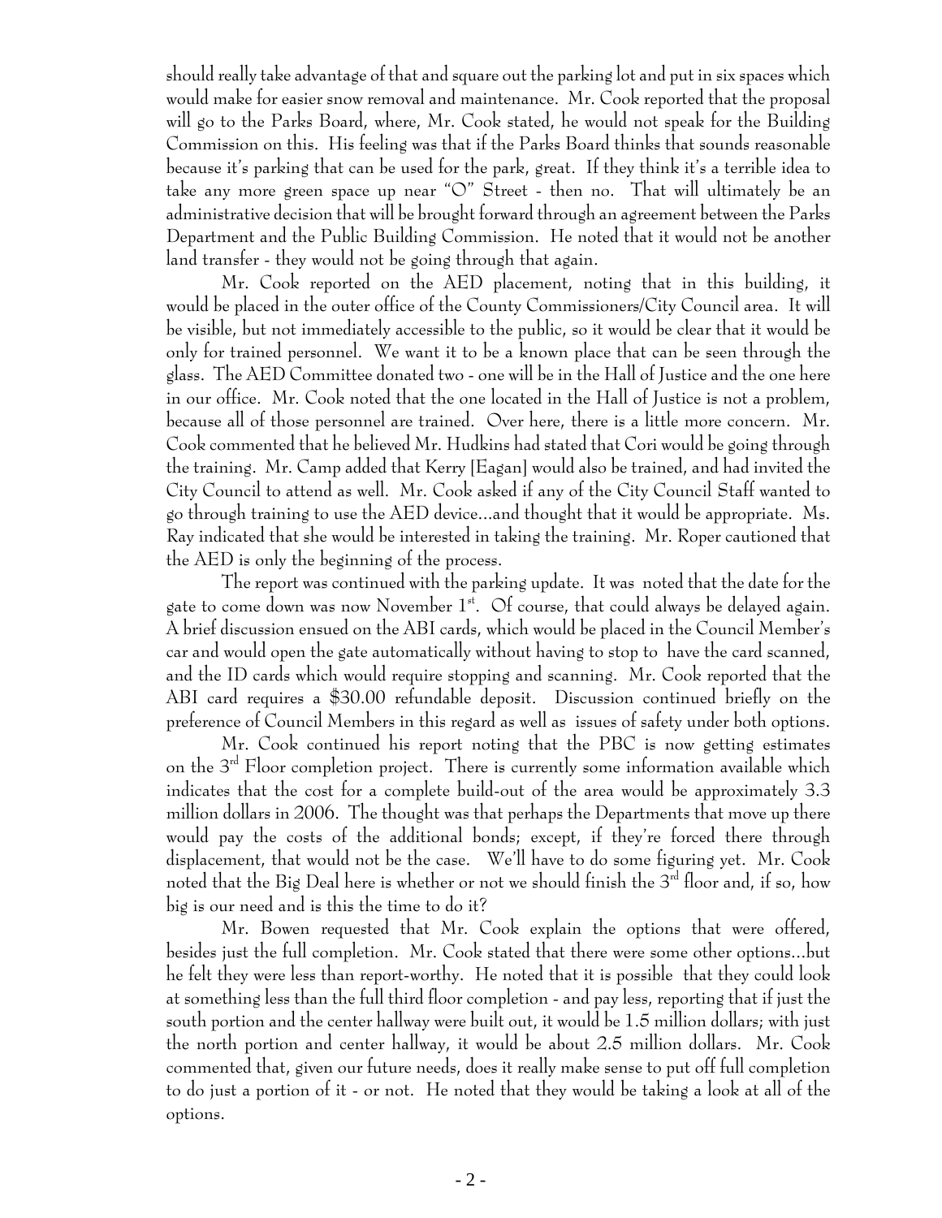should really take advantage of that and square out the parking lot and put in six spaces which would make for easier snow removal and maintenance. Mr. Cook reported that the proposal will go to the Parks Board, where, Mr. Cook stated, he would not speak for the Building Commission on this. His feeling was that if the Parks Board thinks that sounds reasonable because it's parking that can be used for the park, great. If they think it's a terrible idea to take any more green space up near "O" Street - then no. That will ultimately be an administrative decision that will be brought forward through an agreement between the Parks Department and the Public Building Commission. He noted that it would not be another land transfer - they would not be going through that again.

Mr. Cook reported on the AED placement, noting that in this building, it would be placed in the outer office of the County Commissioners/City Council area. It will be visible, but not immediately accessible to the public, so it would be clear that it would be only for trained personnel. We want it to be a known place that can be seen through the glass. The AED Committee donated two - one will be in the Hall of Justice and the one here in our office. Mr. Cook noted that the one located in the Hall of Justice is not a problem, because all of those personnel are trained. Over here, there is a little more concern. Mr. Cook commented that he believed Mr. Hudkins had stated that Cori would be going through the training. Mr. Camp added that Kerry [Eagan] would also be trained, and had invited the City Council to attend as well. Mr. Cook asked if any of the City Council Staff wanted to go through training to use the AED device...and thought that it would be appropriate. Ms. Ray indicated that she would be interested in taking the training. Mr. Roper cautioned that the AED is only the beginning of the process.

The report was continued with the parking update. It was noted that the date for the gate to come down was now November 1st. Of course, that could always be delayed again. A brief discussion ensued on the ABI cards, which would be placed in the Council Member's car and would open the gate automatically without having to stop to have the card scanned, and the ID cards which would require stopping and scanning. Mr. Cook reported that the ABI card requires a $30.00 refundable deposit. Discussion continued briefly on the preference of Council Members in this regard as well as issues of safety under both options.

Mr. Cook continued his report noting that the PBC is now getting estimates on the 3rd Floor completion project. There is currently some information available which indicates that the cost for a complete build-out of the area would be approximately 3.3 million dollars in 2006. The thought was that perhaps the Departments that move up there would pay the costs of the additional bonds; except, if they're forced there through displacement, that would not be the case. We'll have to do some figuring yet. Mr. Cook noted that the Big Deal here is whether or not we should finish the 3rd floor and, if so, how big is our need and is this the time to do it?

Mr. Bowen requested that Mr. Cook explain the options that were offered, besides just the full completion. Mr. Cook stated that there were some other options...but he felt they were less than report-worthy. He noted that it is possible that they could look at something less than the full third floor completion - and pay less, reporting that if just the south portion and the center hallway were built out, it would be 1.5 million dollars; with just the north portion and center hallway, it would be about 2.5 million dollars. Mr. Cook commented that, given our future needs, does it really make sense to put off full completion to do just a portion of it - or not. He noted that they would be taking a look at all of the options.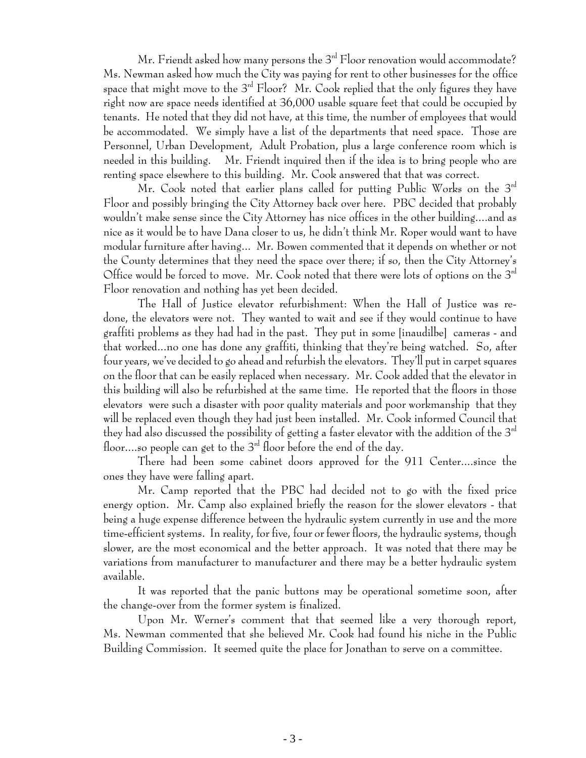Mr. Friendt asked how many persons the 3rd Floor renovation would accommodate? Ms. Newman asked how much the City was paying for rent to other businesses for the office space that might move to the 3rd Floor? Mr. Cook replied that the only figures they have right now are space needs identified at 36,000 usable square feet that could be occupied by tenants. He noted that they did not have, at this time, the number of employees that would be accommodated. We simply have a list of the departments that need space. Those are Personnel, Urban Development, Adult Probation, plus a large conference room which is needed in this building. Mr. Friendt inquired then if the idea is to bring people who are renting space elsewhere to this building. Mr. Cook answered that that was correct.

Mr. Cook noted that earlier plans called for putting Public Works on the 3rd Floor and possibly bringing the City Attorney back over here. PBC decided that probably wouldn't make sense since the City Attorney has nice offices in the other building....and as nice as it would be to have Dana closer to us, he didn't think Mr. Roper would want to have modular furniture after having... Mr. Bowen commented that it depends on whether or not the County determines that they need the space over there; if so, then the City Attorney's Office would be forced to move. Mr. Cook noted that there were lots of options on the 3rd Floor renovation and nothing has yet been decided.

The Hall of Justice elevator refurbishment: When the Hall of Justice was re-done, the elevators were not. They wanted to wait and see if they would continue to have graffiti problems as they had had in the past. They put in some [inaudilbe] cameras - and that worked...no one has done any graffiti, thinking that they're being watched. So, after four years, we've decided to go ahead and refurbish the elevators. They'll put in carpet squares on the floor that can be easily replaced when necessary. Mr. Cook added that the elevator in this building will also be refurbished at the same time. He reported that the floors in those elevators were such a disaster with poor quality materials and poor workmanship that they will be replaced even though they had just been installed. Mr. Cook informed Council that they had also discussed the possibility of getting a faster elevator with the addition of the 3rd floor....so people can get to the 3rd floor before the end of the day.

There had been some cabinet doors approved for the 911 Center....since the ones they have were falling apart.

Mr. Camp reported that the PBC had decided not to go with the fixed price energy option. Mr. Camp also explained briefly the reason for the slower elevators - that being a huge expense difference between the hydraulic system currently in use and the more time-efficient systems. In reality, for five, four or fewer floors, the hydraulic systems, though slower, are the most economical and the better approach. It was noted that there may be variations from manufacturer to manufacturer and there may be a better hydraulic system available.

It was reported that the panic buttons may be operational sometime soon, after the change-over from the former system is finalized.

Upon Mr. Werner's comment that that seemed like a very thorough report, Ms. Newman commented that she believed Mr. Cook had found his niche in the Public Building Commission. It seemed quite the place for Jonathan to serve on a committee.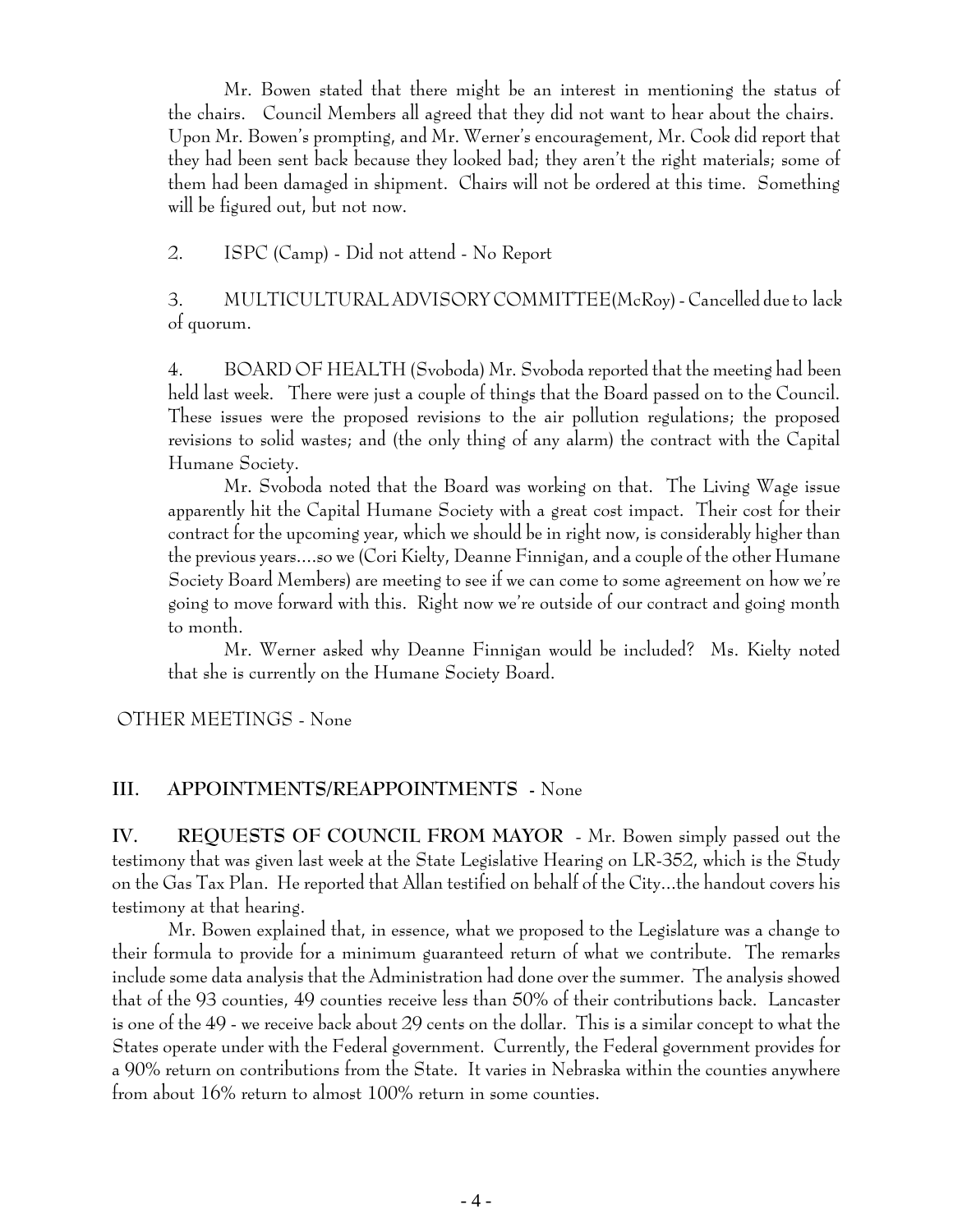Mr. Bowen stated that there might be an interest in mentioning the status of the chairs. Council Members all agreed that they did not want to hear about the chairs. Upon Mr. Bowen's prompting, and Mr. Werner's encouragement, Mr. Cook did report that they had been sent back because they looked bad; they aren't the right materials; some of them had been damaged in shipment. Chairs will not be ordered at this time. Something will be figured out, but not now.

2. ISPC (Camp) - Did not attend - No Report

3. MULTICULTURAL ADVISORY COMMITTEE(McRoy) - Cancelled due to lack of quorum.

4. BOARD OF HEALTH (Svoboda) Mr. Svoboda reported that the meeting had been held last week. There were just a couple of things that the Board passed on to the Council. These issues were the proposed revisions to the air pollution regulations; the proposed revisions to solid wastes; and (the only thing of any alarm) the contract with the Capital Humane Society.

Mr. Svoboda noted that the Board was working on that. The Living Wage issue apparently hit the Capital Humane Society with a great cost impact. Their cost for their contract for the upcoming year, which we should be in right now, is considerably higher than the previous years....so we (Cori Kielty, Deanne Finnigan, and a couple of the other Humane Society Board Members) are meeting to see if we can come to some agreement on how we're going to move forward with this. Right now we're outside of our contract and going month to month.

Mr. Werner asked why Deanne Finnigan would be included? Ms. Kielty noted that she is currently on the Humane Society Board.

OTHER MEETINGS - None

## III. APPOINTMENTS/REAPPOINTMENTS - None

**IV. REQUESTS OF COUNCIL FROM MAYOR** - Mr. Bowen simply passed out the testimony that was given last week at the State Legislative Hearing on LR-352, which is the Study on the Gas Tax Plan. He reported that Allan testified on behalf of the City...the handout covers his testimony at that hearing.

Mr. Bowen explained that, in essence, what we proposed to the Legislature was a change to their formula to provide for a minimum guaranteed return of what we contribute. The remarks include some data analysis that the Administration had done over the summer. The analysis showed that of the 93 counties, 49 counties receive less than 50% of their contributions back. Lancaster is one of the 49 - we receive back about 29 cents on the dollar. This is a similar concept to what the States operate under with the Federal government. Currently, the Federal government provides for a 90% return on contributions from the State. It varies in Nebraska within the counties anywhere from about 16% return to almost 100% return in some counties.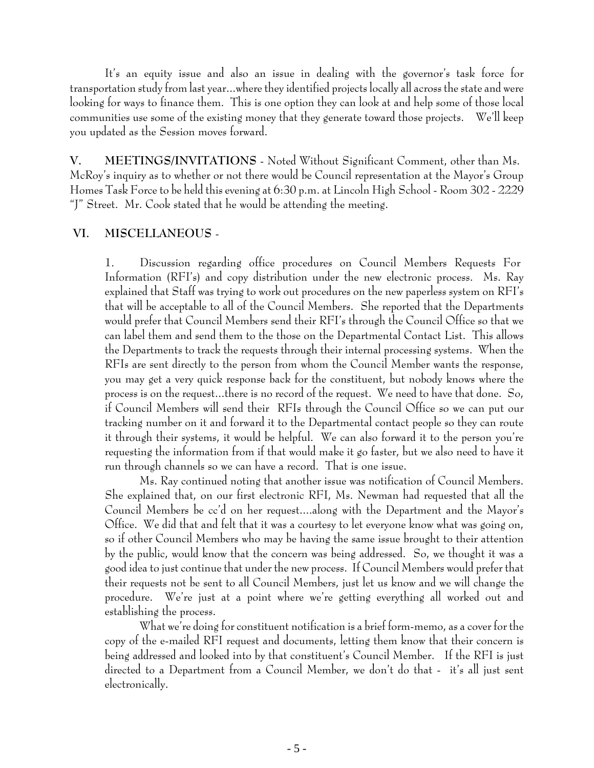It's an equity issue and also an issue in dealing with the governor's task force for transportation study from last year...where they identified projects locally all across the state and were looking for ways to finance them. This is one option they can look at and help some of those local communities use some of the existing money that they generate toward those projects. We'll keep you updated as the Session moves forward.

**V. MEETINGS/INVITATIONS** - Noted Without Significant Comment, other than Ms. McRoy's inquiry as to whether or not there would be Council representation at the Mayor's Group Homes Task Force to be held this evening at 6:30 p.m. at Lincoln High School - Room 302 - 2229 "J" Street. Mr. Cook stated that he would be attending the meeting.

**VI. MISCELLANEOUS** -

1. Discussion regarding office procedures on Council Members Requests For Information (RFI's) and copy distribution under the new electronic process. Ms. Ray explained that Staff was trying to work out procedures on the new paperless system on RFI's that will be acceptable to all of the Council Members. She reported that the Departments would prefer that Council Members send their RFI's through the Council Office so that we can label them and send them to the those on the Departmental Contact List. This allows the Departments to track the requests through their internal processing systems. When the RFIs are sent directly to the person from whom the Council Member wants the response, you may get a very quick response back for the constituent, but nobody knows where the process is on the request...there is no record of the request. We need to have that done. So, if Council Members will send their RFIs through the Council Office so we can put our tracking number on it and forward it to the Departmental contact people so they can route it through their systems, it would be helpful. We can also forward it to the person you're requesting the information from if that would make it go faster, but we also need to have it run through channels so we can have a record. That is one issue.

Ms. Ray continued noting that another issue was notification of Council Members. She explained that, on our first electronic RFI, Ms. Newman had requested that all the Council Members be cc'd on her request....along with the Department and the Mayor's Office. We did that and felt that it was a courtesy to let everyone know what was going on, so if other Council Members who may be having the same issue brought to their attention by the public, would know that the concern was being addressed. So, we thought it was a good idea to just continue that under the new process. If Council Members would prefer that their requests not be sent to all Council Members, just let us know and we will change the procedure. We're just at a point where we're getting everything all worked out and establishing the process.

What we're doing for constituent notification is a brief form-memo, as a cover for the copy of the e-mailed RFI request and documents, letting them know that their concern is being addressed and looked into by that constituent's Council Member. If the RFI is just directed to a Department from a Council Member, we don't do that - it's all just sent electronically.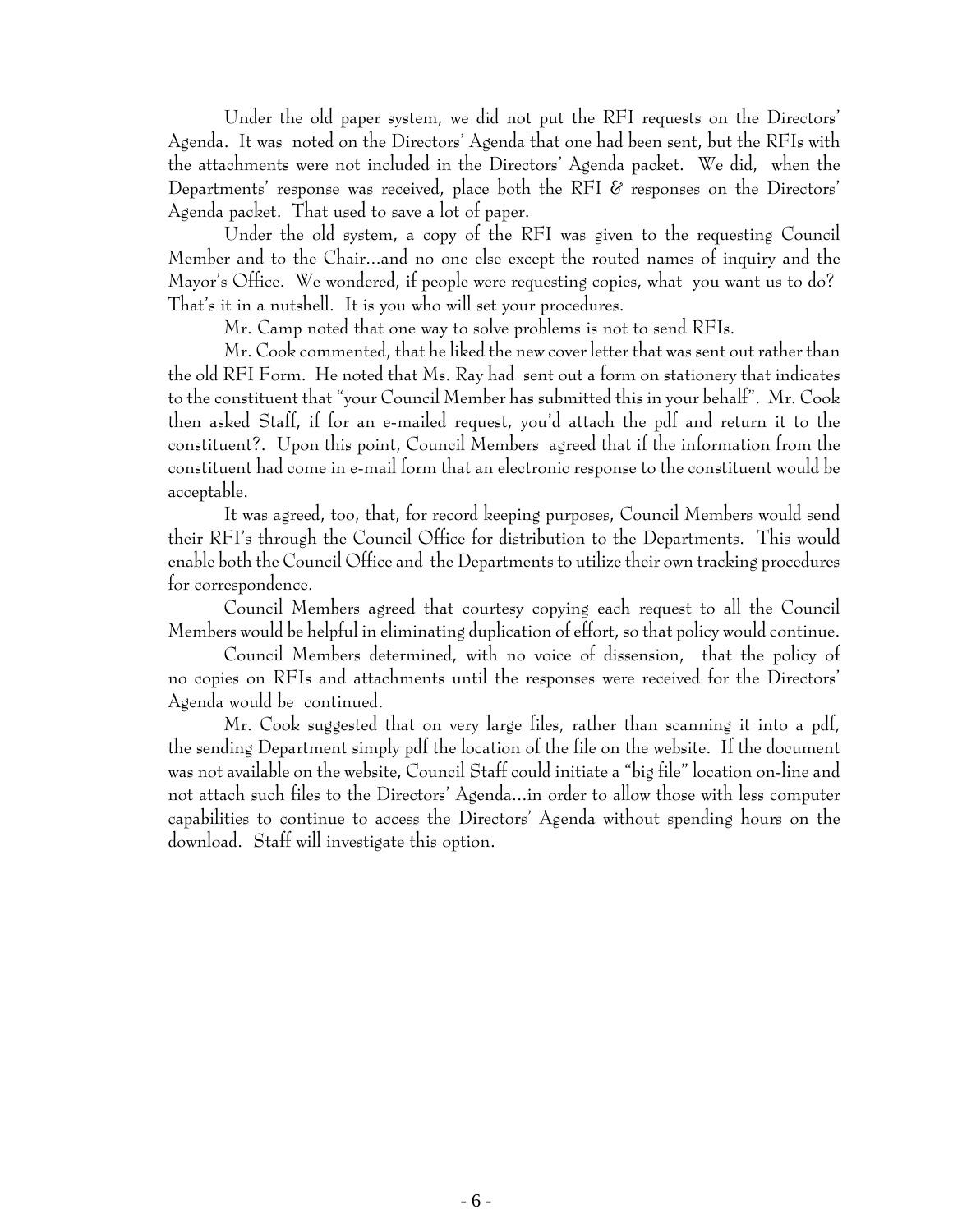Under the old paper system, we did not put the RFI requests on the Directors' Agenda. It was noted on the Directors' Agenda that one had been sent, but the RFIs with the attachments were not included in the Directors' Agenda packet. We did, when the Departments' response was received, place both the RFI & responses on the Directors' Agenda packet. That used to save a lot of paper.

Under the old system, a copy of the RFI was given to the requesting Council Member and to the Chair...and no one else except the routed names of inquiry and the Mayor's Office. We wondered, if people were requesting copies, what you want us to do? That's it in a nutshell. It is you who will set your procedures.

Mr. Camp noted that one way to solve problems is not to send RFIs.

Mr. Cook commented, that he liked the new cover letter that was sent out rather than the old RFI Form. He noted that Ms. Ray had sent out a form on stationery that indicates to the constituent that "your Council Member has submitted this in your behalf". Mr. Cook then asked Staff, if for an e-mailed request, you'd attach the pdf and return it to the constituent?. Upon this point, Council Members agreed that if the information from the constituent had come in e-mail form that an electronic response to the constituent would be acceptable.

It was agreed, too, that, for record keeping purposes, Council Members would send their RFI's through the Council Office for distribution to the Departments. This would enable both the Council Office and the Departments to utilize their own tracking procedures for correspondence.

Council Members agreed that courtesy copying each request to all the Council Members would be helpful in eliminating duplication of effort, so that policy would continue.

Council Members determined, with no voice of dissension, that the policy of no copies on RFIs and attachments until the responses were received for the Directors' Agenda would be continued.

Mr. Cook suggested that on very large files, rather than scanning it into a pdf, the sending Department simply pdf the location of the file on the website. If the document was not available on the website, Council Staff could initiate a "big file" location on-line and not attach such files to the Directors' Agenda...in order to allow those with less computer capabilities to continue to access the Directors' Agenda without spending hours on the download. Staff will investigate this option.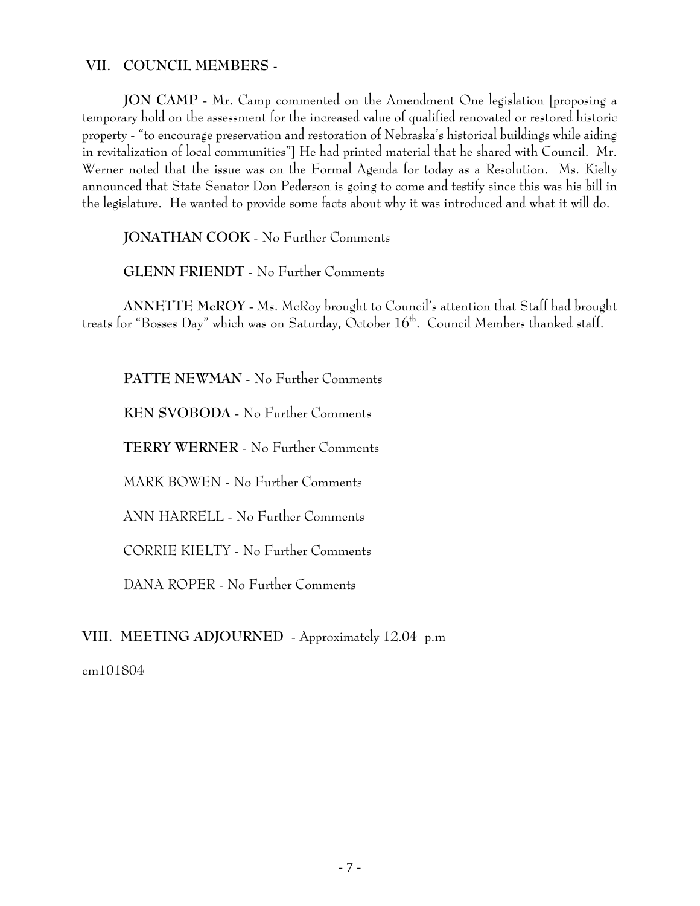## VII. COUNCIL MEMBERS -

**JON CAMP** - Mr. Camp commented on the Amendment One legislation [proposing a temporary hold on the assessment for the increased value of qualified renovated or restored historic property - "to encourage preservation and restoration of Nebraska's historical buildings while aiding in revitalization of local communities"] He had printed material that he shared with Council. Mr. Werner noted that the issue was on the Formal Agenda for today as a Resolution. Ms. Kielty announced that State Senator Don Pederson is going to come and testify since this was his bill in the legislature. He wanted to provide some facts about why it was introduced and what it will do.

**JONATHAN COOK** - No Further Comments

**GLENN FRIENDT** - No Further Comments

**ANNETTE McROY** - Ms. McRoy brought to Council's attention that Staff had brought treats for "Bosses Day" which was on Saturday, October 16th. Council Members thanked staff.

**PATTE NEWMAN** - No Further Comments

**KEN SVOBODA** - No Further Comments

**TERRY WERNER** - No Further Comments

MARK BOWEN - No Further Comments

ANN HARRELL - No Further Comments

CORRIE KIELTY - No Further Comments

DANA ROPER - No Further Comments

## VIII. MEETING ADJOURNED - Approximately 12.04 p.m

cm101804